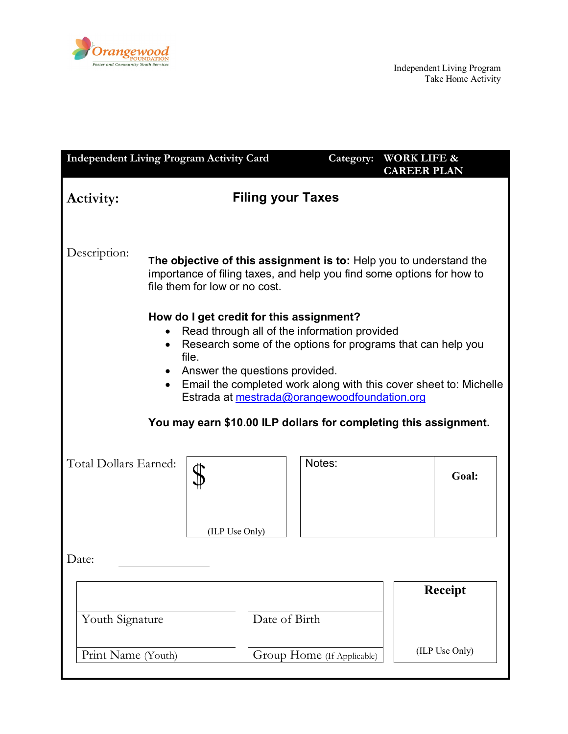Orangewood FOUNDATION
Foster and Community Youth Services

Independent Living Program
Take Home Activity

| Independent Living Program Activity Card | Category: WORK LIFE & CAREER PLAN |
|---|---|

**Activity:** **Filing your Taxes**

Description:

**The objective of this assignment is to:** Help you to understand the importance of filing taxes, and help you find some options for how to file them for low or no cost.

**How do I get credit for this assignment?**

- Read through all of the information provided
- Research some of the options for programs that can help you file.
- Answer the questions provided.
- Email the completed work along with this cover sheet to: Michelle Estrada at mestrada@orangewoodfoundation.org

**You may earn $10.00 ILP dollars for completing this assignment.**

| Total Dollars Earned: | $ (ILP Use Only) | Notes: | **Goal:** |
|---|---|---|---|

Date: ______________

| | | |
|---|---|---|
| Youth Signature | Date of Birth | **Receipt** |
| Print Name (Youth) | Group Home (If Applicable) | (ILP Use Only) |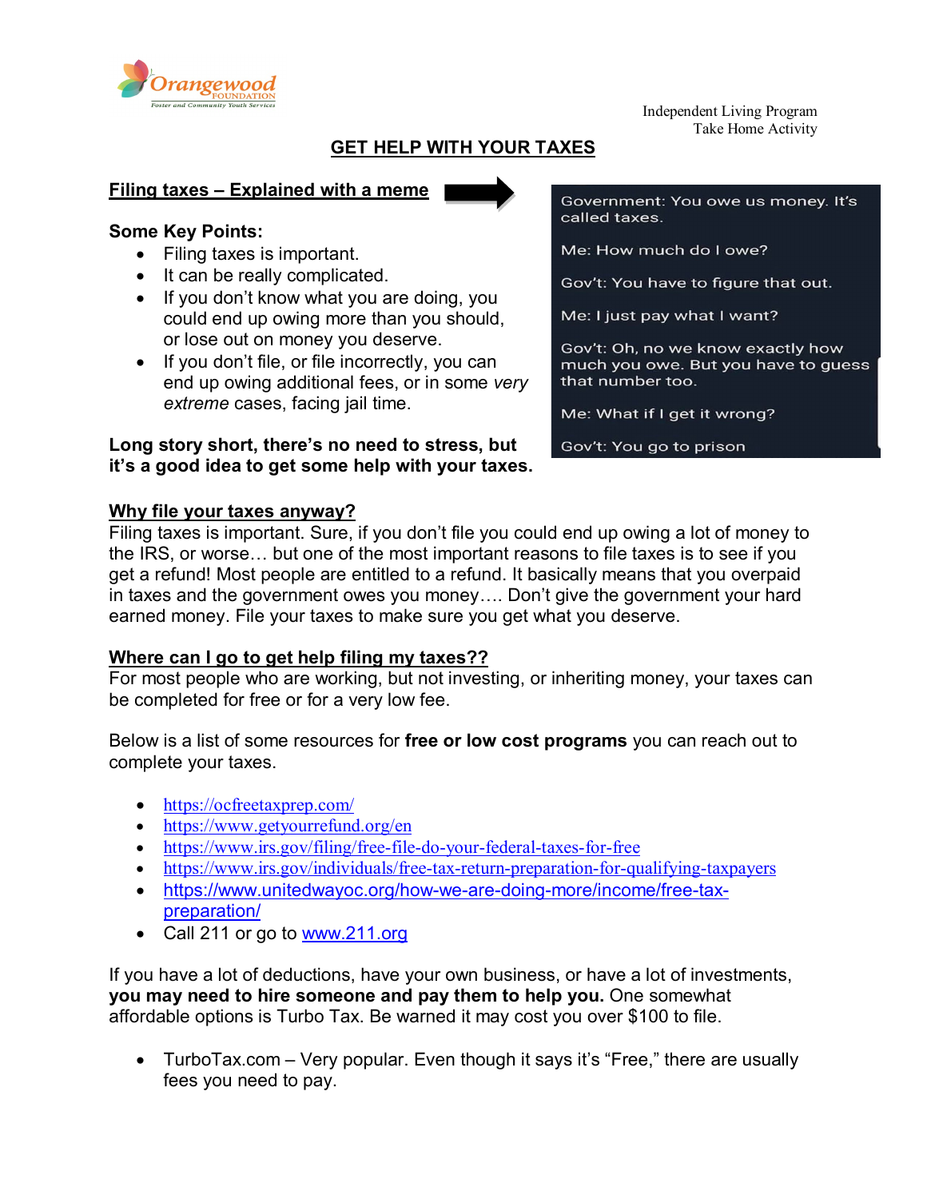Independent Living Program
Take Home Activity

# GET HELP WITH YOUR TAXES

## Filing taxes – Explained with a meme

Government: You owe us money. It's called taxes.

Me: How much do I owe?

Gov't: You have to figure that out.

Me: I just pay what I want?

Gov't: Oh, no we know exactly how much you owe. But you have to guess that number too.

Me: What if I get it wrong?

Gov't: You go to prison

**Some Key Points:**

- Filing taxes is important.
- It can be really complicated.
- If you don't know what you are doing, you could end up owing more than you should, or lose out on money you deserve.
- If you don't file, or file incorrectly, you can end up owing additional fees, or in some *very extreme* cases, facing jail time.

**Long story short, there's no need to stress, but it's a good idea to get some help with your taxes.**

## Why file your taxes anyway?

Filing taxes is important. Sure, if you don't file you could end up owing a lot of money to the IRS, or worse… but one of the most important reasons to file taxes is to see if you get a refund! Most people are entitled to a refund. It basically means that you overpaid in taxes and the government owes you money…. Don't give the government your hard earned money. File your taxes to make sure you get what you deserve.

## Where can I go to get help filing my taxes??

For most people who are working, but not investing, or inheriting money, your taxes can be completed for free or for a very low fee.

Below is a list of some resources for **free or low cost programs** you can reach out to complete your taxes.

- https://ocfreetaxprep.com/
- https://www.getyourrefund.org/en
- https://www.irs.gov/filing/free-file-do-your-federal-taxes-for-free
- https://www.irs.gov/individuals/free-tax-return-preparation-for-qualifying-taxpayers
- https://www.unitedwayoc.org/how-we-are-doing-more/income/free-tax-preparation/
- Call 211 or go to www.211.org

If you have a lot of deductions, have your own business, or have a lot of investments, **you may need to hire someone and pay them to help you.** One somewhat affordable options is Turbo Tax. Be warned it may cost you over $100 to file.

- TurboTax.com – Very popular. Even though it says it's "Free," there are usually fees you need to pay.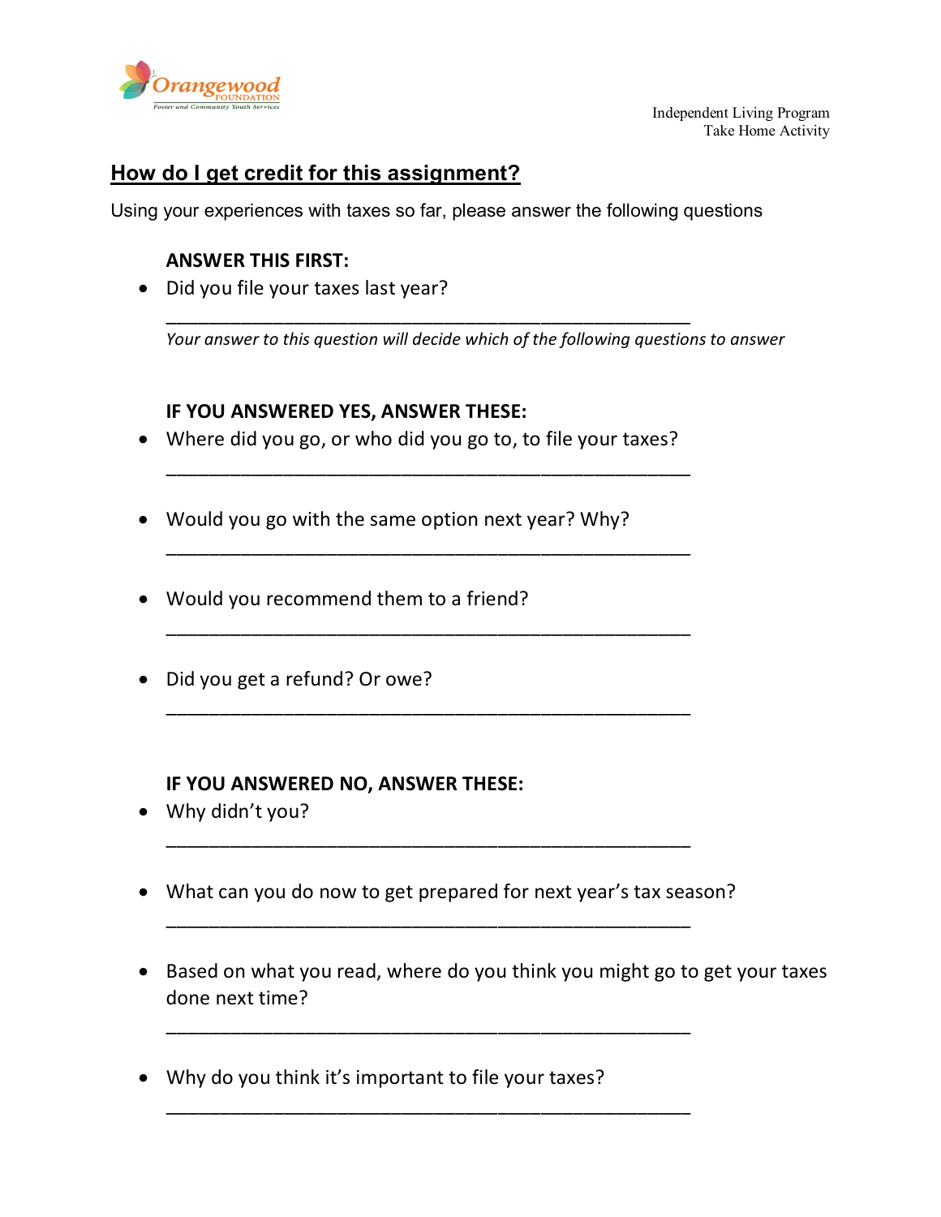Independent Living Program
Take Home Activity

## How do I get credit for this assignment?

Using your experiences with taxes so far, please answer the following questions

**ANSWER THIS FIRST:**

- Did you file your taxes last year?

  ___________________________________________________

  *Your answer to this question will decide which of the following questions to answer*

**IF YOU ANSWERED YES, ANSWER THESE:**

- Where did you go, or who did you go to, to file your taxes?

  ___________________________________________________

- Would you go with the same option next year? Why?

  ___________________________________________________

- Would you recommend them to a friend?

  ___________________________________________________

- Did you get a refund? Or owe?

  ___________________________________________________

**IF YOU ANSWERED NO, ANSWER THESE:**

- Why didn't you?

  ___________________________________________________

- What can you do now to get prepared for next year's tax season?

  ___________________________________________________

- Based on what you read, where do you think you might go to get your taxes done next time?

  ___________________________________________________

- Why do you think it's important to file your taxes?

  ___________________________________________________